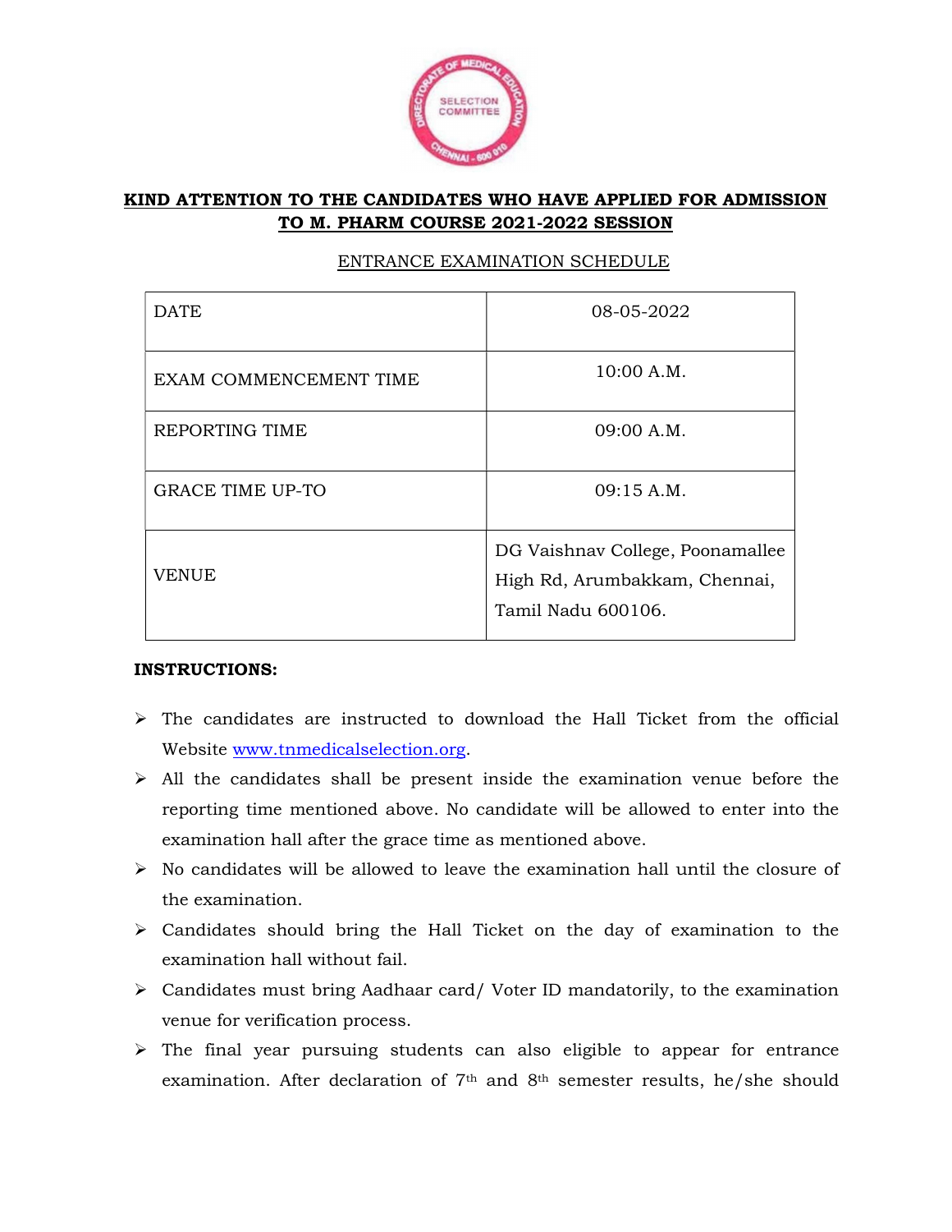**KIND ATTENTION TO THE CANDIDATES WHO HAVE APPLIED FOR ADMISSION TO M. PHARM COURSE 2021-2022 SESSION**

ENTRANCE EXAMINATION SCHEDULE

| | |
|---|---|
| DATE | 08-05-2022 |
| EXAM COMMENCEMENT TIME | 10:00 A.M. |
| REPORTING TIME | 09:00 A.M. |
| GRACE TIME UP-TO | 09:15 A.M. |
| VENUE | DG Vaishnav College, Poonamallee High Rd, Arumbakkam, Chennai, Tamil Nadu 600106. |

**INSTRUCTIONS:**

- The candidates are instructed to download the Hall Ticket from the official Website www.tnmedicalselection.org.
- All the candidates shall be present inside the examination venue before the reporting time mentioned above. No candidate will be allowed to enter into the examination hall after the grace time as mentioned above.
- No candidates will be allowed to leave the examination hall until the closure of the examination.
- Candidates should bring the Hall Ticket on the day of examination to the examination hall without fail.
- Candidates must bring Aadhaar card/ Voter ID mandatorily, to the examination venue for verification process.
- The final year pursuing students can also eligible to appear for entrance examination. After declaration of 7th and 8th semester results, he/she should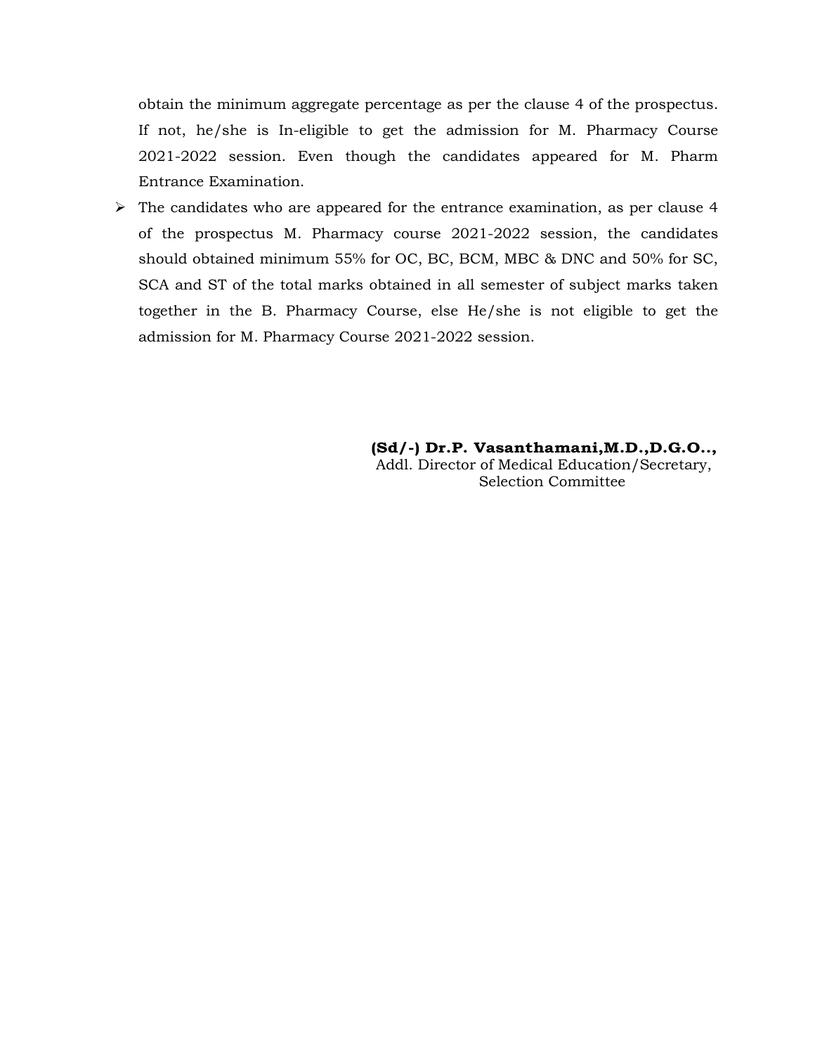obtain the minimum aggregate percentage as per the clause 4 of the prospectus. If not, he/she is In-eligible to get the admission for M. Pharmacy Course 2021-2022 session. Even though the candidates appeared for M. Pharm Entrance Examination.

- The candidates who are appeared for the entrance examination, as per clause 4 of the prospectus M. Pharmacy course 2021-2022 session, the candidates should obtained minimum 55% for OC, BC, BCM, MBC & DNC and 50% for SC, SCA and ST of the total marks obtained in all semester of subject marks taken together in the B. Pharmacy Course, else He/she is not eligible to get the admission for M. Pharmacy Course 2021-2022 session.

**(Sd/-) Dr.P. Vasanthamani,M.D.,D.G.O..,**
Addl. Director of Medical Education/Secretary,
Selection Committee